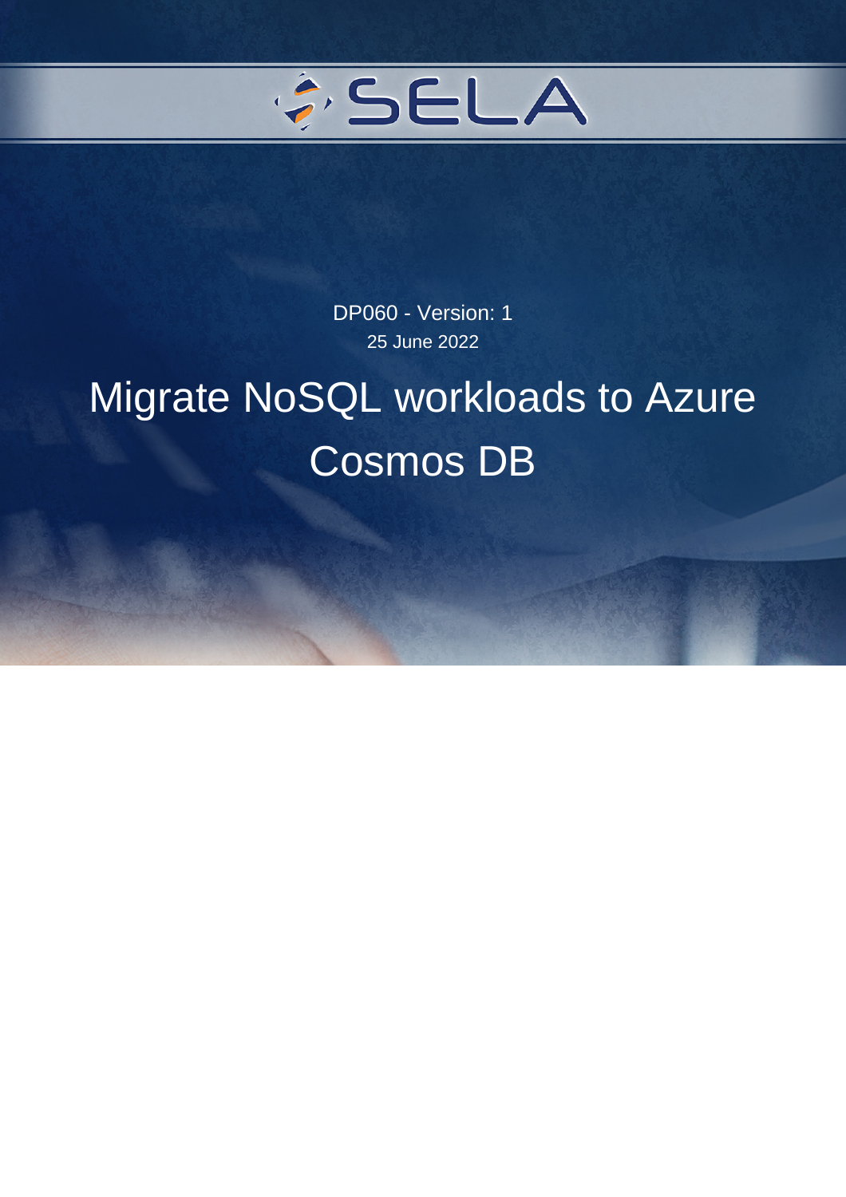SELA

DP060 - Version: 1

25 June 2022

# Migrate NoSQL workloads to Azure Cosmos DB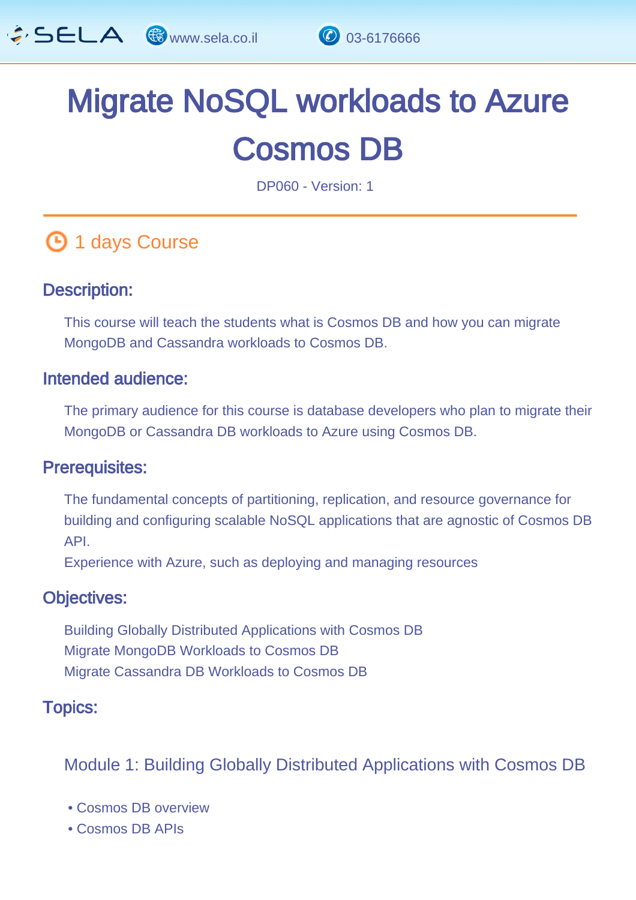# Migrate NoSQL workloads to Azure Cosmos DB

DP060 - Version: 1

1 days Course

## Description:

This course will teach the students what is Cosmos DB and how you can migrate MongoDB and Cassandra workloads to Cosmos DB.

## Intended audience:

The primary audience for this course is database developers who plan to migrate their MongoDB or Cassandra DB workloads to Azure using Cosmos DB.

## Prerequisites:

The fundamental concepts of partitioning, replication, and resource governance for building and configuring scalable NoSQL applications that are agnostic of Cosmos DB API.

Experience with Azure, such as deploying and managing resources

## Objectives:

Building Globally Distributed Applications with Cosmos DB
Migrate MongoDB Workloads to Cosmos DB
Migrate Cassandra DB Workloads to Cosmos DB

## Topics:

### Module 1: Building Globally Distributed Applications with Cosmos DB

- Cosmos DB overview
- Cosmos DB APIs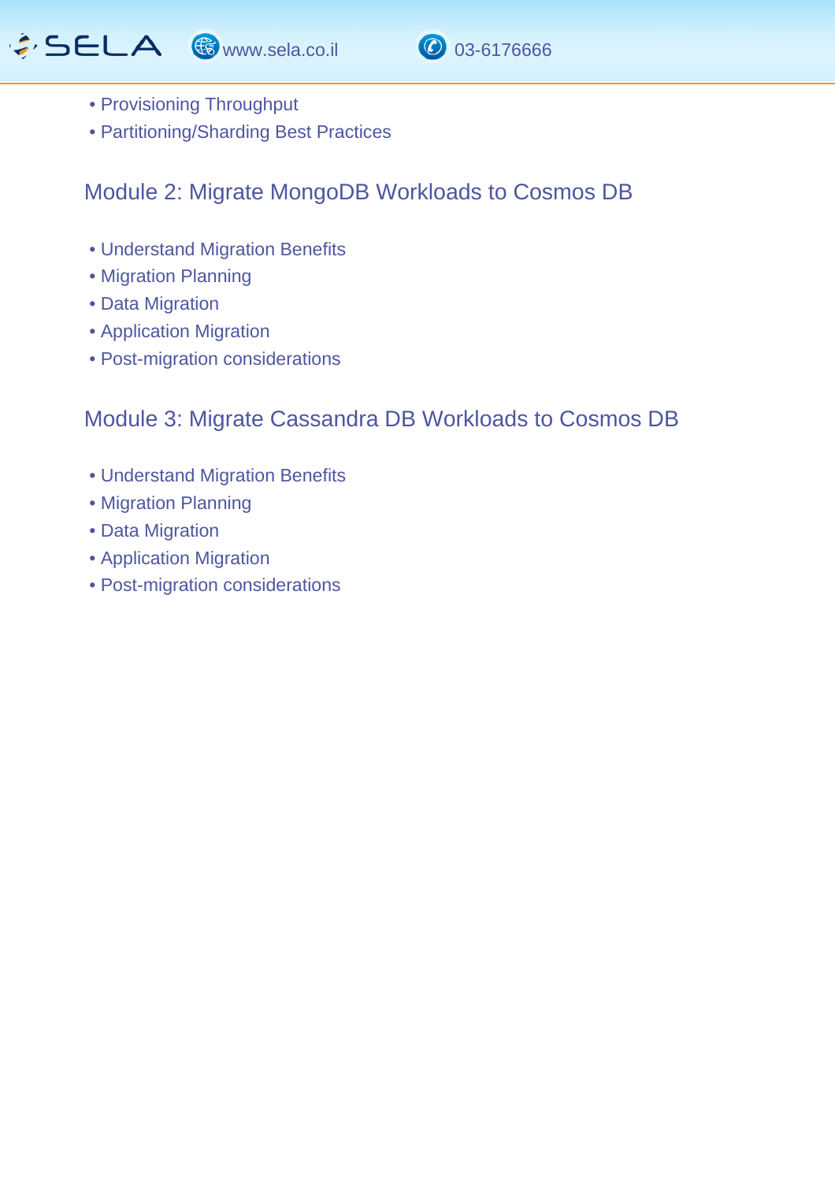- Provisioning Throughput
- Partitioning/Sharding Best Practices

## Module 2: Migrate MongoDB Workloads to Cosmos DB

- Understand Migration Benefits
- Migration Planning
- Data Migration
- Application Migration
- Post-migration considerations

## Module 3: Migrate Cassandra DB Workloads to Cosmos DB

- Understand Migration Benefits
- Migration Planning
- Data Migration
- Application Migration
- Post-migration considerations